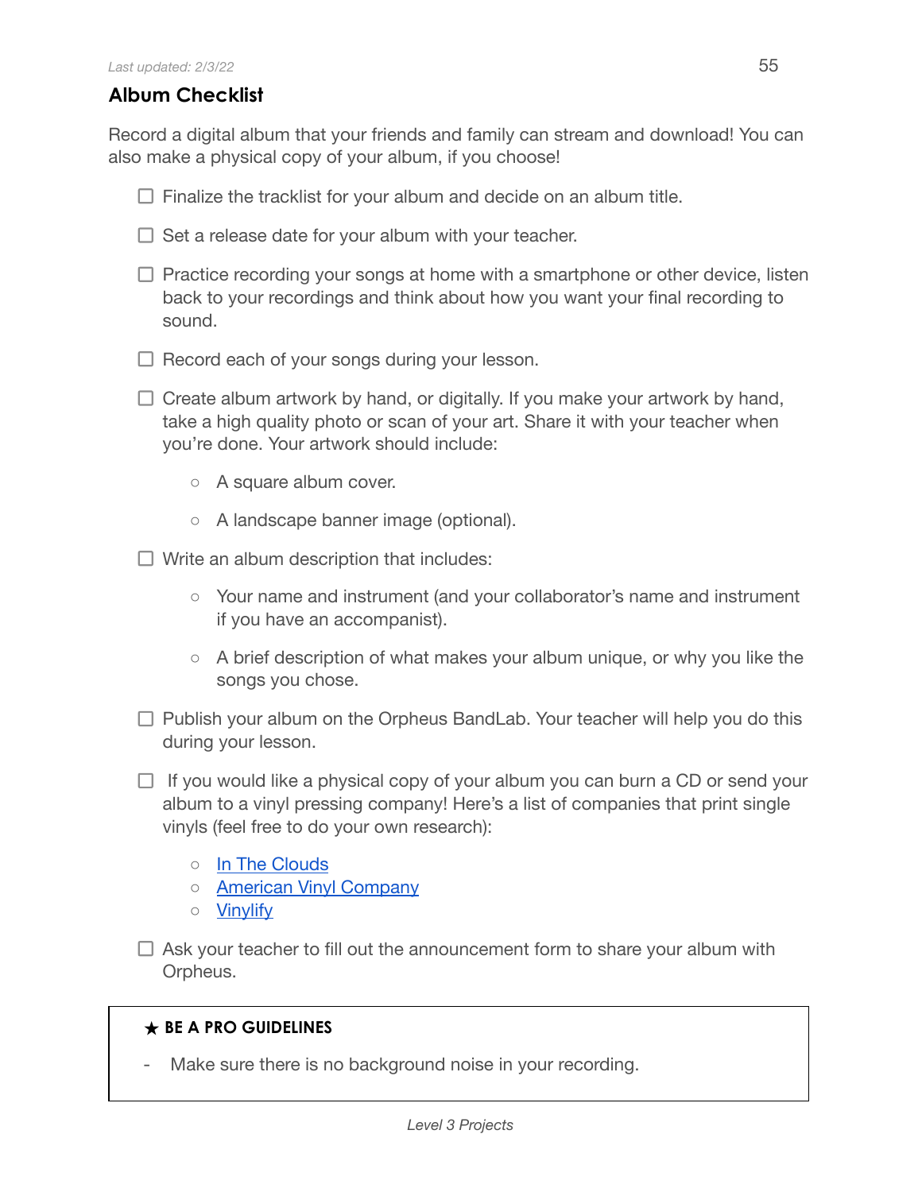*Last updated: 2/3/22*

## Album Checklist

Record a digital album that your friends and family can stream and download! You can also make a physical copy of your album, if you choose!

- [ ] Finalize the tracklist for your album and decide on an album title.
- [ ] Set a release date for your album with your teacher.
- [ ] Practice recording your songs at home with a smartphone or other device, listen back to your recordings and think about how you want your final recording to sound.
- [ ] Record each of your songs during your lesson.
- [ ] Create album artwork by hand, or digitally. If you make your artwork by hand, take a high quality photo or scan of your art. Share it with your teacher when you're done. Your artwork should include:
  - A square album cover.
  - A landscape banner image (optional).
- [ ] Write an album description that includes:
  - Your name and instrument (and your collaborator's name and instrument if you have an accompanist).
  - A brief description of what makes your album unique, or why you like the songs you chose.
- [ ] Publish your album on the Orpheus BandLab. Your teacher will help you do this during your lesson.
- [ ] If you would like a physical copy of your album you can burn a CD or send your album to a vinyl pressing company! Here's a list of companies that print single vinyls (feel free to do your own research):
  - In The Clouds
  - American Vinyl Company
  - Vinylify
- [ ] Ask your teacher to fill out the announcement form to share your album with Orpheus.

> ★ **BE A PRO GUIDELINES**
>
> - Make sure there is no background noise in your recording.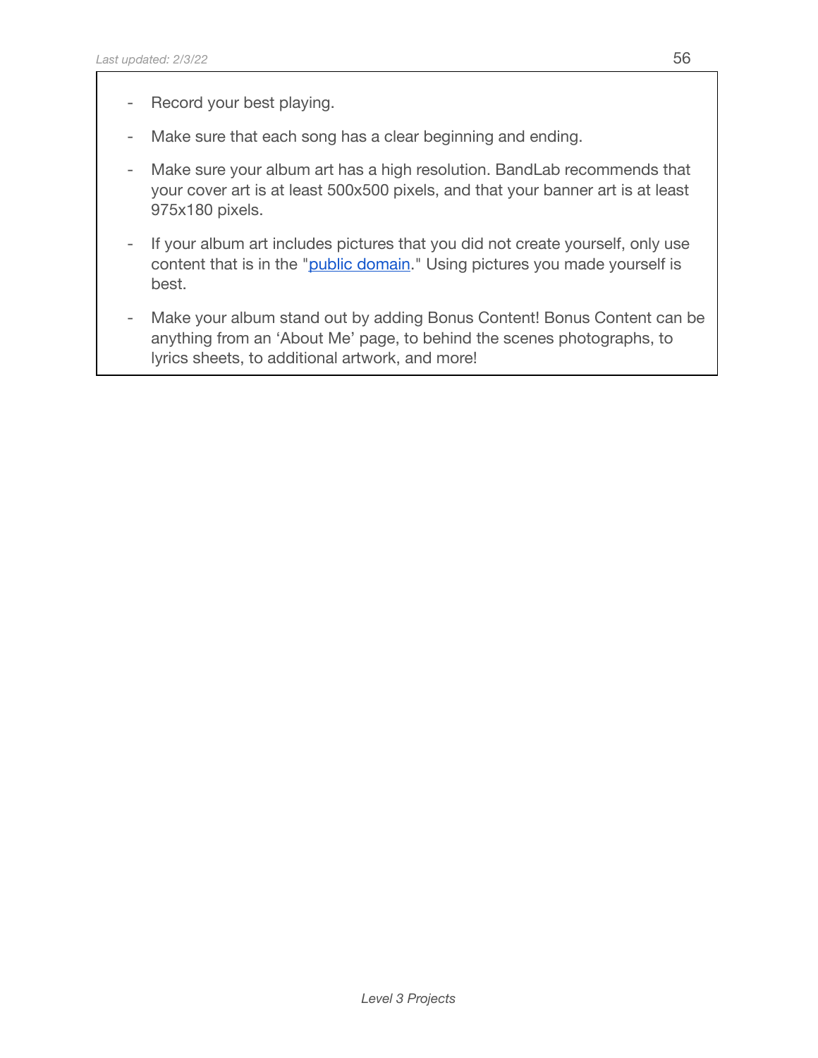- Record your best playing.
- Make sure that each song has a clear beginning and ending.
- Make sure your album art has a high resolution. BandLab recommends that your cover art is at least 500x500 pixels, and that your banner art is at least 975x180 pixels.
- If your album art includes pictures that you did not create yourself, only use content that is in the "public domain." Using pictures you made yourself is best.
- Make your album stand out by adding Bonus Content! Bonus Content can be anything from an 'About Me' page, to behind the scenes photographs, to lyrics sheets, to additional artwork, and more!